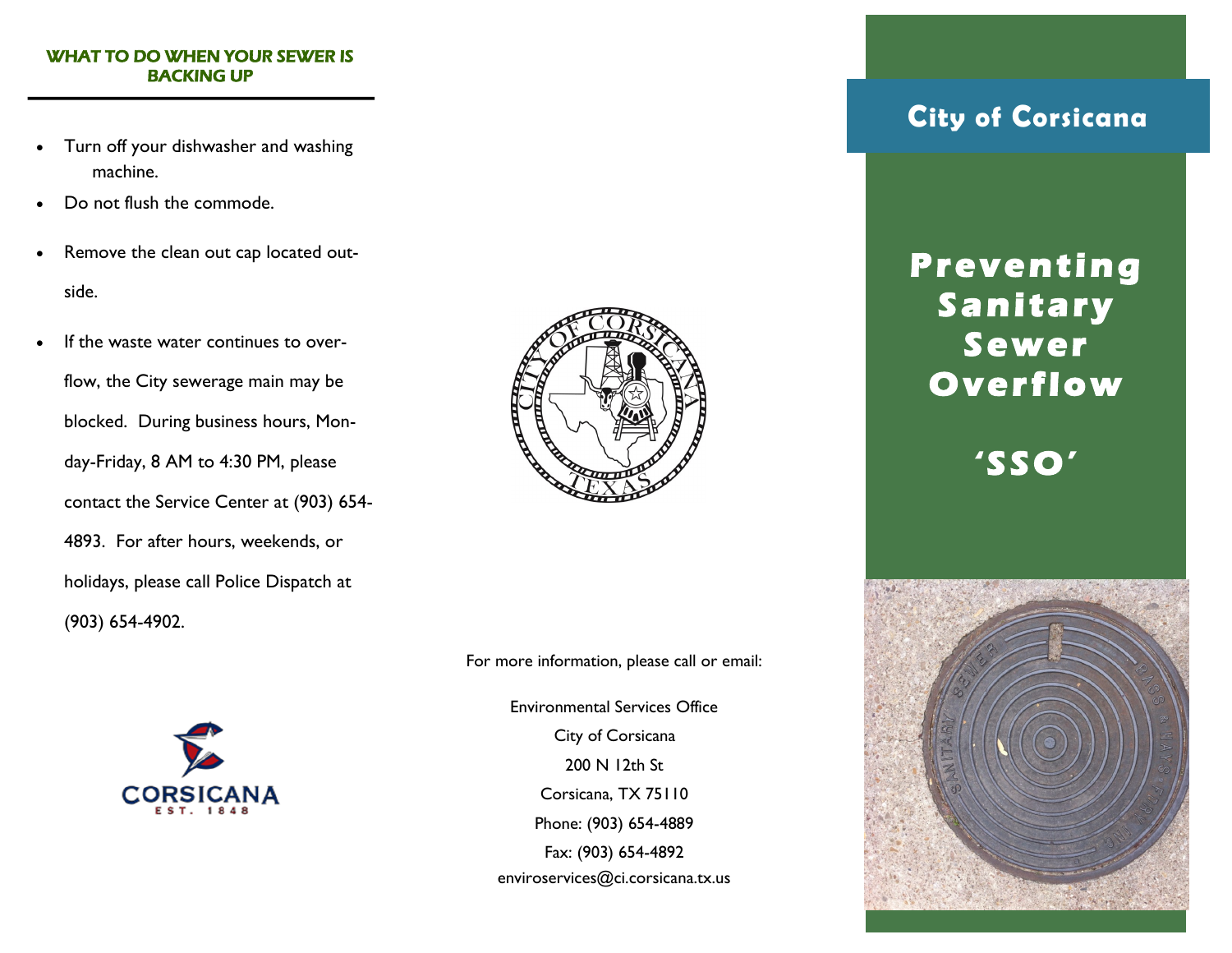## WHAT TO DO WHEN YOUR SEWER IS BACKING UP

- Turn off your dishwasher and washing machine.
- Do not flush the commode.
- Remove the clean out cap located outside.
- If the waste water continues to overflow, the City sewerage main may be blocked. During business hours, Monday-Friday, 8 AM to 4:30 PM, please contact the Service Center at (903) 654-4893. For after hours, weekends, or holidays, please call Police Dispatch at (903) 654-4902.

CORSICANA
EST. 1848

For more information, please call or email:

Environmental Services Office
City of Corsicana
200 N 12th St
Corsicana, TX 75110
Phone: (903) 654-4889
Fax: (903) 654-4892
enviroservices@ci.corsicana.tx.us

# City of Corsicana

# Preventing Sanitary Sewer Overflow

# 'SSO'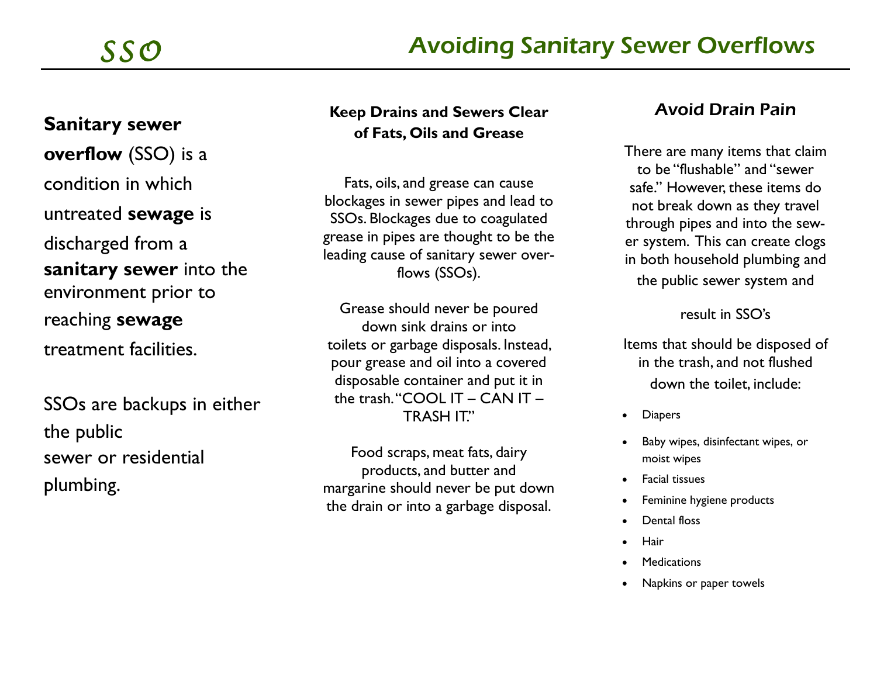# SSO

# Avoiding Sanitary Sewer Overflows

**Sanitary sewer overflow** (SSO) is a condition in which untreated **sewage** is discharged from a **sanitary sewer** into the environment prior to reaching **sewage** treatment facilities.

SSOs are backups in either the public sewer or residential plumbing.

### Keep Drains and Sewers Clear of Fats, Oils and Grease

Fats, oils, and grease can cause blockages in sewer pipes and lead to SSOs. Blockages due to coagulated grease in pipes are thought to be the leading cause of sanitary sewer overflows (SSOs).

Grease should never be poured down sink drains or into toilets or garbage disposals. Instead, pour grease and oil into a covered disposable container and put it in the trash. "COOL IT – CAN IT – TRASH IT."

Food scraps, meat fats, dairy products, and butter and margarine should never be put down the drain or into a garbage disposal.

### Avoid Drain Pain

There are many items that claim to be "flushable" and "sewer safe." However, these items do not break down as they travel through pipes and into the sewer system. This can create clogs in both household plumbing and the public sewer system and

result in SSO's

Items that should be disposed of in the trash, and not flushed down the toilet, include:

- Diapers
- Baby wipes, disinfectant wipes, or moist wipes
- Facial tissues
- Feminine hygiene products
- Dental floss
- Hair
- Medications
- Napkins or paper towels